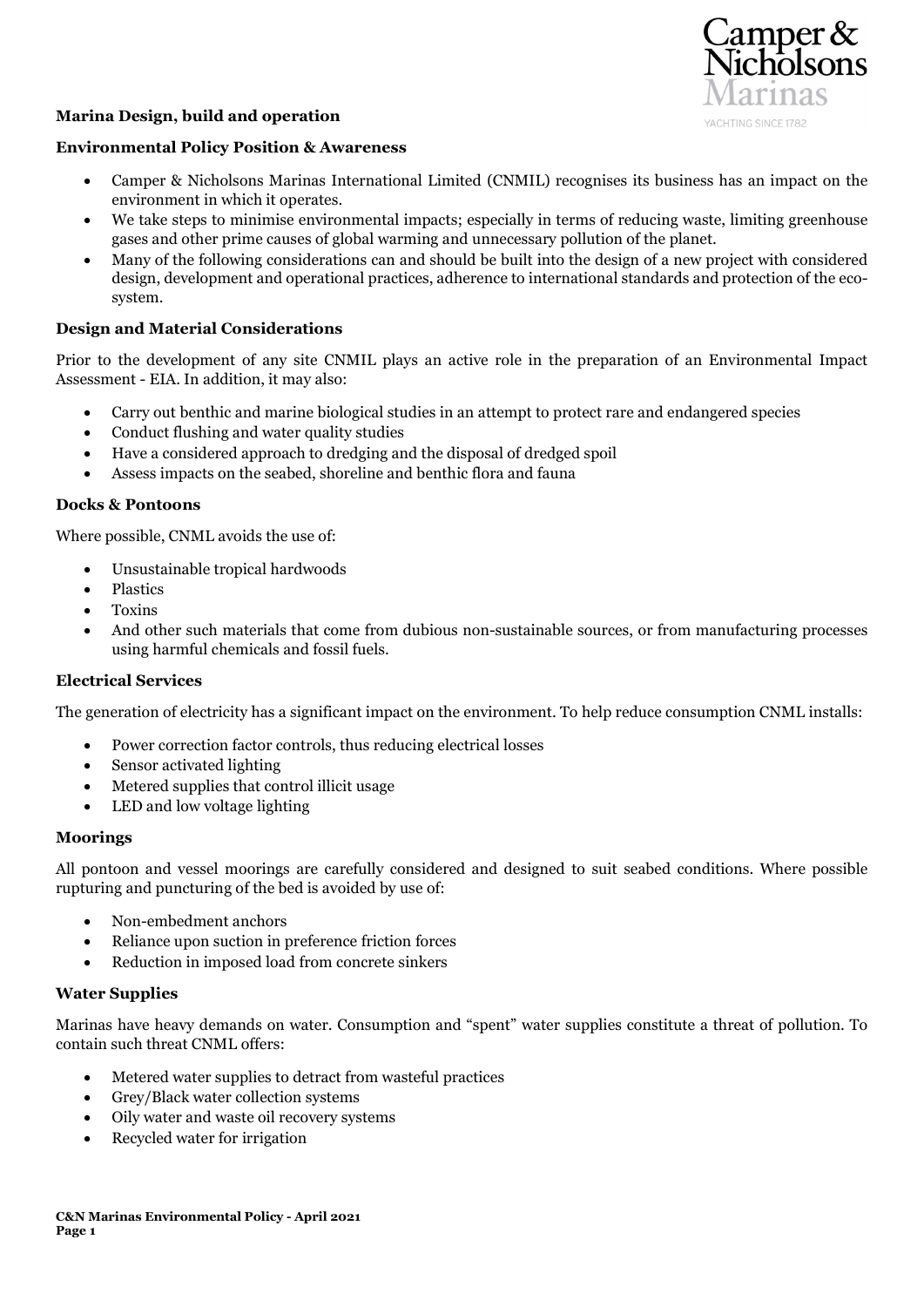## Marina Design, build and operation

### Environmental Policy Position & Awareness

- Camper & Nicholsons Marinas International Limited (CNMIL) recognises its business has an impact on the environment in which it operates.
- We take steps to minimise environmental impacts; especially in terms of reducing waste, limiting greenhouse gases and other prime causes of global warming and unnecessary pollution of the planet.
- Many of the following considerations can and should be built into the design of a new project with considered design, development and operational practices, adherence to international standards and protection of the eco-system.

### Design and Material Considerations

Prior to the development of any site CNMIL plays an active role in the preparation of an Environmental Impact Assessment - EIA. In addition, it may also:

- Carry out benthic and marine biological studies in an attempt to protect rare and endangered species
- Conduct flushing and water quality studies
- Have a considered approach to dredging and the disposal of dredged spoil
- Assess impacts on the seabed, shoreline and benthic flora and fauna

### Docks & Pontoons

Where possible, CNML avoids the use of:

- Unsustainable tropical hardwoods
- Plastics
- Toxins
- And other such materials that come from dubious non-sustainable sources, or from manufacturing processes using harmful chemicals and fossil fuels.

### Electrical Services

The generation of electricity has a significant impact on the environment. To help reduce consumption CNML installs:

- Power correction factor controls, thus reducing electrical losses
- Sensor activated lighting
- Metered supplies that control illicit usage
- LED and low voltage lighting

### Moorings

All pontoon and vessel moorings are carefully considered and designed to suit seabed conditions. Where possible rupturing and puncturing of the bed is avoided by use of:

- Non-embedment anchors
- Reliance upon suction in preference friction forces
- Reduction in imposed load from concrete sinkers

### Water Supplies

Marinas have heavy demands on water. Consumption and "spent" water supplies constitute a threat of pollution. To contain such threat CNML offers:

- Metered water supplies to detract from wasteful practices
- Grey/Black water collection systems
- Oily water and waste oil recovery systems
- Recycled water for irrigation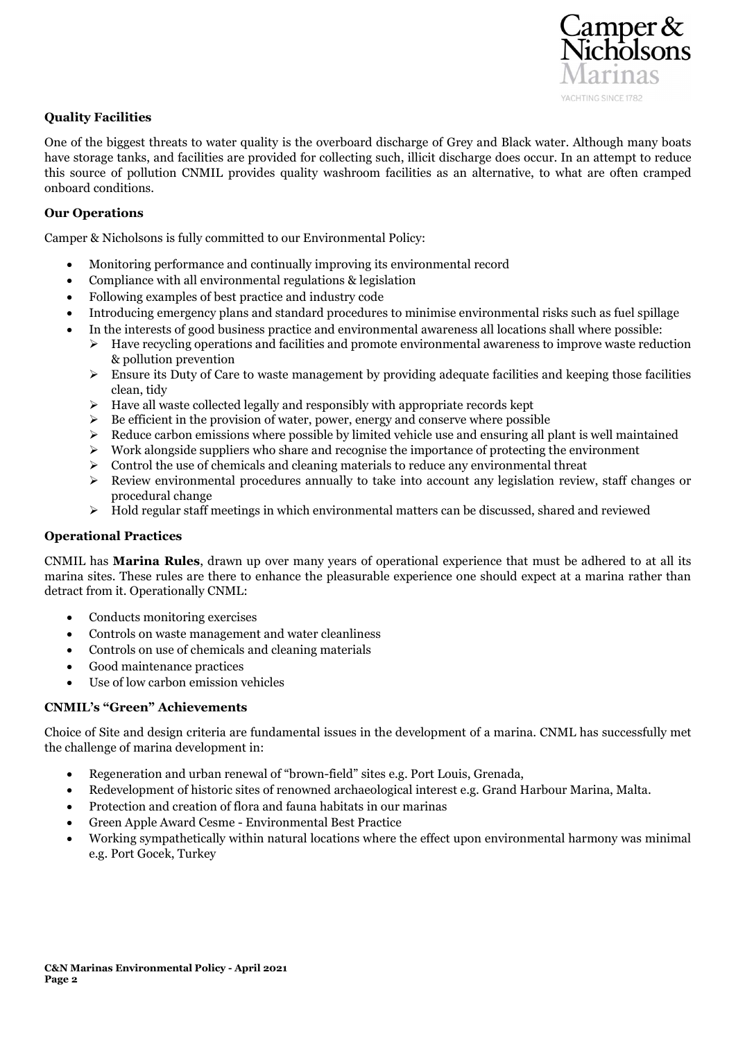### Quality Facilities

One of the biggest threats to water quality is the overboard discharge of Grey and Black water. Although many boats have storage tanks, and facilities are provided for collecting such, illicit discharge does occur. In an attempt to reduce this source of pollution CNMIL provides quality washroom facilities as an alternative, to what are often cramped onboard conditions.

### Our Operations

Camper & Nicholsons is fully committed to our Environmental Policy:

- Monitoring performance and continually improving its environmental record
- Compliance with all environmental regulations & legislation
- Following examples of best practice and industry code
- Introducing emergency plans and standard procedures to minimise environmental risks such as fuel spillage
- In the interests of good business practice and environmental awareness all locations shall where possible:
  - Have recycling operations and facilities and promote environmental awareness to improve waste reduction & pollution prevention
  - Ensure its Duty of Care to waste management by providing adequate facilities and keeping those facilities clean, tidy
  - Have all waste collected legally and responsibly with appropriate records kept
  - Be efficient in the provision of water, power, energy and conserve where possible
  - Reduce carbon emissions where possible by limited vehicle use and ensuring all plant is well maintained
  - Work alongside suppliers who share and recognise the importance of protecting the environment
  - Control the use of chemicals and cleaning materials to reduce any environmental threat
  - Review environmental procedures annually to take into account any legislation review, staff changes or procedural change
  - Hold regular staff meetings in which environmental matters can be discussed, shared and reviewed

### Operational Practices

CNMIL has **Marina Rules**, drawn up over many years of operational experience that must be adhered to at all its marina sites. These rules are there to enhance the pleasurable experience one should expect at a marina rather than detract from it. Operationally CNML:

- Conducts monitoring exercises
- Controls on waste management and water cleanliness
- Controls on use of chemicals and cleaning materials
- Good maintenance practices
- Use of low carbon emission vehicles

### CNMIL's "Green" Achievements

Choice of Site and design criteria are fundamental issues in the development of a marina. CNML has successfully met the challenge of marina development in:

- Regeneration and urban renewal of "brown-field" sites e.g. Port Louis, Grenada,
- Redevelopment of historic sites of renowned archaeological interest e.g. Grand Harbour Marina, Malta.
- Protection and creation of flora and fauna habitats in our marinas
- Green Apple Award Cesme - Environmental Best Practice
- Working sympathetically within natural locations where the effect upon environmental harmony was minimal e.g. Port Gocek, Turkey